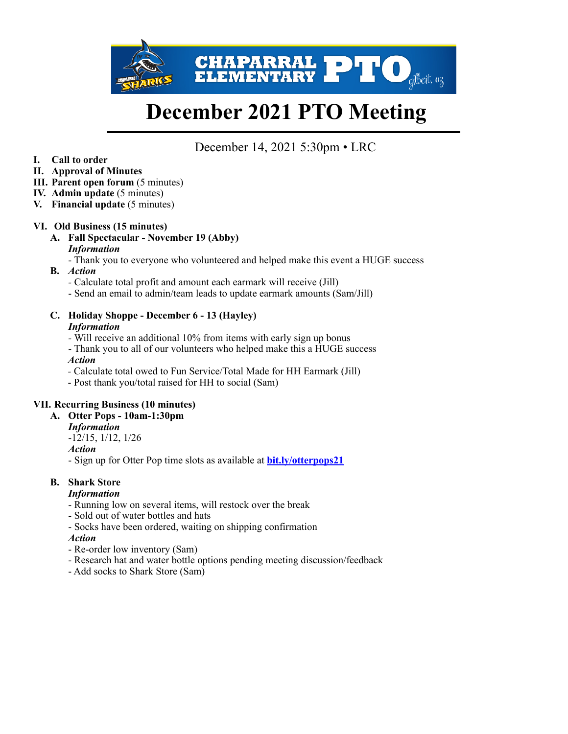# December 2021 PTO Meeting

December 14, 2021 5:30pm • LRC

- **I. Call to order**
- **II. Approval of Minutes**
- **III. Parent open forum** (5 minutes)
- **IV. Admin update** (5 minutes)
- **V. Financial update** (5 minutes)

**VI. Old Business (15 minutes)**

- **A. Fall Spectacular - November 19 (Abby)**

  ***Information***

  - Thank you to everyone who volunteered and helped make this event a HUGE success

- **B.** ***Action***

  - Calculate total profit and amount each earmark will receive (Jill)
  - Send an email to admin/team leads to update earmark amounts (Sam/Jill)

- **C. Holiday Shoppe - December 6 - 13 (Hayley)**

  ***Information***

  - Will receive an additional 10% from items with early sign up bonus
  - Thank you to all of our volunteers who helped make this a HUGE success

  ***Action***

  - Calculate total owed to Fun Service/Total Made for HH Earmark (Jill)
  - Post thank you/total raised for HH to social (Sam)

**VII. Recurring Business (10 minutes)**

- **A. Otter Pops - 10am-1:30pm**

  ***Information***

  -12/15, 1/12, 1/26

  ***Action***

  - Sign up for Otter Pop time slots as available at **bit.ly/otterpops21**

- **B. Shark Store**

  ***Information***

  - Running low on several items, will restock over the break
  - Sold out of water bottles and hats
  - Socks have been ordered, waiting on shipping confirmation

  ***Action***

  - Re-order low inventory (Sam)
  - Research hat and water bottle options pending meeting discussion/feedback
  - Add socks to Shark Store (Sam)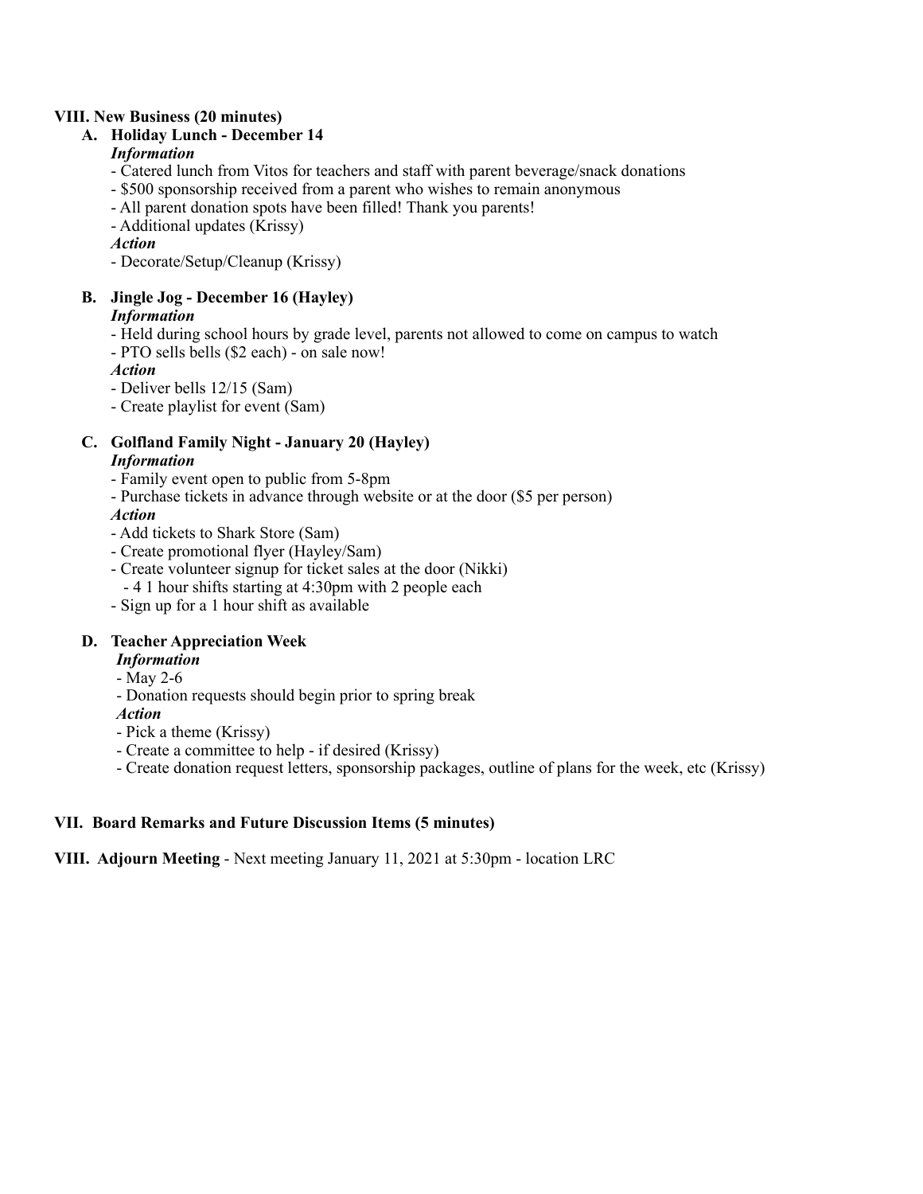**VIII. New Business (20 minutes)**

A. **Holiday Lunch - December 14**

*Information*

- Catered lunch from Vitos for teachers and staff with parent beverage/snack donations
- $500 sponsorship received from a parent who wishes to remain anonymous
- All parent donation spots have been filled! Thank you parents!
- Additional updates (Krissy)

*Action*

- Decorate/Setup/Cleanup (Krissy)

B. **Jingle Jog - December 16 (Hayley)**

*Information*

- Held during school hours by grade level, parents not allowed to come on campus to watch
- PTO sells bells ($2 each) - on sale now!

*Action*

- Deliver bells 12/15 (Sam)
- Create playlist for event (Sam)

C. **Golfland Family Night - January 20 (Hayley)**

*Information*

- Family event open to public from 5-8pm
- Purchase tickets in advance through website or at the door ($5 per person)

*Action*

- Add tickets to Shark Store (Sam)
- Create promotional flyer (Hayley/Sam)
- Create volunteer signup for ticket sales at the door (Nikki)
  - 4 1 hour shifts starting at 4:30pm with 2 people each
- Sign up for a 1 hour shift as available

D. **Teacher Appreciation Week**

*Information*

- May 2-6
- Donation requests should begin prior to spring break

*Action*

- Pick a theme (Krissy)
- Create a committee to help - if desired (Krissy)
- Create donation request letters, sponsorship packages, outline of plans for the week, etc (Krissy)

**VII. Board Remarks and Future Discussion Items (5 minutes)**

**VIII. Adjourn Meeting** - Next meeting January 11, 2021 at 5:30pm - location LRC